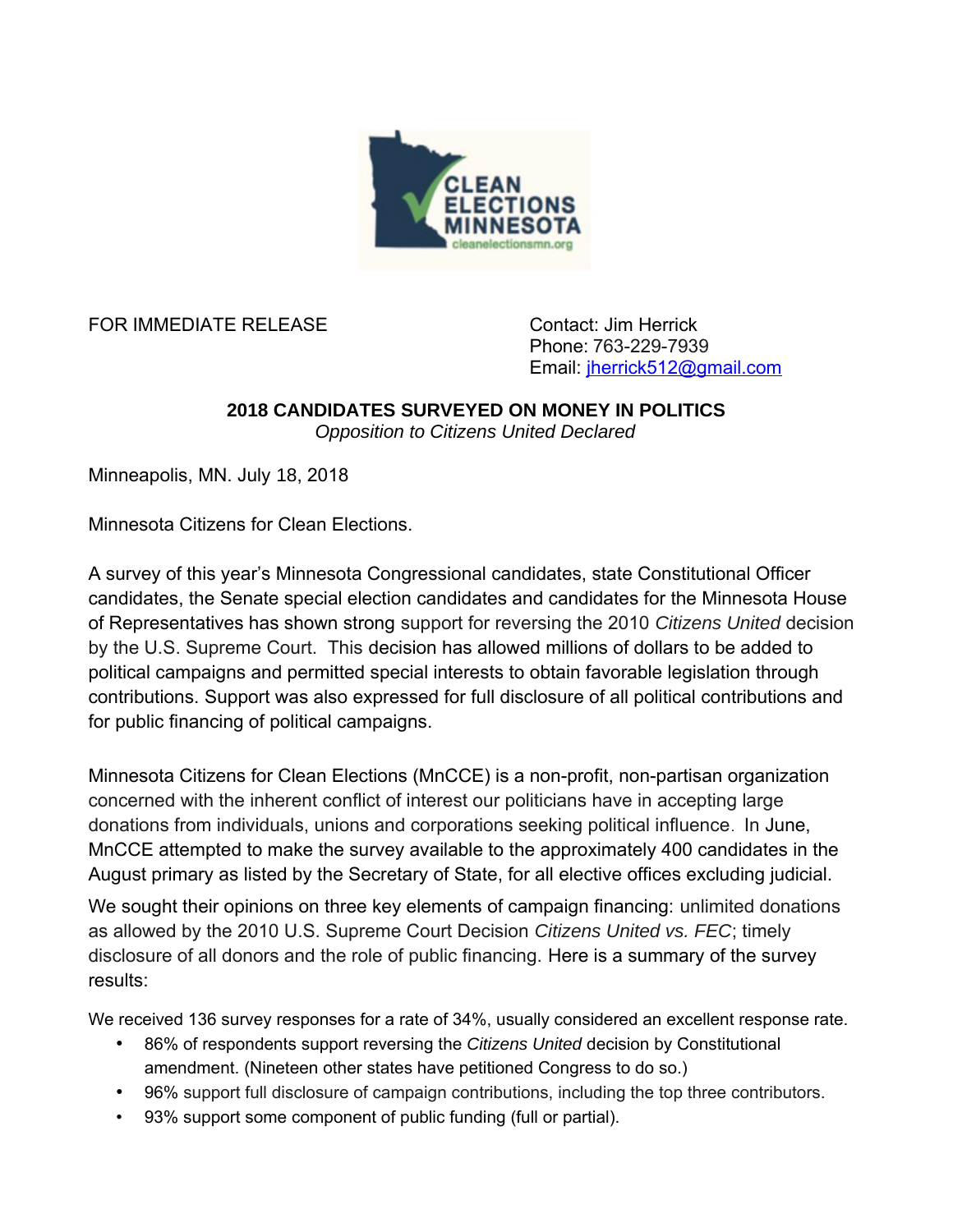FOR IMMEDIATE RELEASE

Contact: Jim Herrick
Phone: 763-229-7939
Email: jherrick512@gmail.com

**2018 CANDIDATES SURVEYED ON MONEY IN POLITICS**
*Opposition to Citizens United Declared*

Minneapolis, MN. July 18, 2018

Minnesota Citizens for Clean Elections.

A survey of this year's Minnesota Congressional candidates, state Constitutional Officer candidates, the Senate special election candidates and candidates for the Minnesota House of Representatives has shown strong support for reversing the 2010 *Citizens United* decision by the U.S. Supreme Court. This decision has allowed millions of dollars to be added to political campaigns and permitted special interests to obtain favorable legislation through contributions. Support was also expressed for full disclosure of all political contributions and for public financing of political campaigns.

Minnesota Citizens for Clean Elections (MnCCE) is a non-profit, non-partisan organization concerned with the inherent conflict of interest our politicians have in accepting large donations from individuals, unions and corporations seeking political influence. In June, MnCCE attempted to make the survey available to the approximately 400 candidates in the August primary as listed by the Secretary of State, for all elective offices excluding judicial.

We sought their opinions on three key elements of campaign financing: unlimited donations as allowed by the 2010 U.S. Supreme Court Decision *Citizens United vs. FEC*; timely disclosure of all donors and the role of public financing. Here is a summary of the survey results:

We received 136 survey responses for a rate of 34%, usually considered an excellent response rate.

- 86% of respondents support reversing the *Citizens United* decision by Constitutional amendment. (Nineteen other states have petitioned Congress to do so.)
- 96% support full disclosure of campaign contributions, including the top three contributors.
- 93% support some component of public funding (full or partial).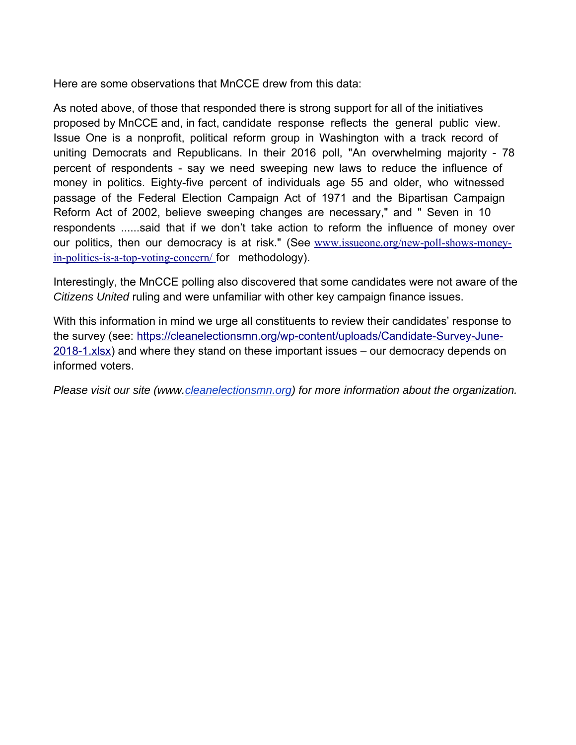Here are some observations that MnCCE drew from this data:

As noted above, of those that responded there is strong support for all of the initiatives proposed by MnCCE and, in fact, candidate response reflects the general public view. Issue One is a nonprofit, political reform group in Washington with a track record of uniting Democrats and Republicans. In their 2016 poll, "An overwhelming majority - 78 percent of respondents - say we need sweeping new laws to reduce the influence of money in politics. Eighty-five percent of individuals age 55 and older, who witnessed passage of the Federal Election Campaign Act of 1971 and the Bipartisan Campaign Reform Act of 2002, believe sweeping changes are necessary," and " Seven in 10 respondents ......said that if we don't take action to reform the influence of money over our politics, then our democracy is at risk." (See [www.issueone.org/new-poll-shows-money-in-politics-is-a-top-voting-concern/](http://www.issueone.org/new-poll-shows-money-in-politics-is-a-top-voting-concern/) for methodology).

Interestingly, the MnCCE polling also discovered that some candidates were not aware of the *Citizens United* ruling and were unfamiliar with other key campaign finance issues.

With this information in mind we urge all constituents to review their candidates' response to the survey (see: [https://cleanelectionsmn.org/wp-content/uploads/Candidate-Survey-June-2018-1.xlsx](https://cleanelectionsmn.org/wp-content/uploads/Candidate-Survey-June-2018-1.xlsx)) and where they stand on these important issues – our democracy depends on informed voters.

*Please visit our site (www.[cleanelectionsmn.org](http://cleanelectionsmn.org)) for more information about the organization.*